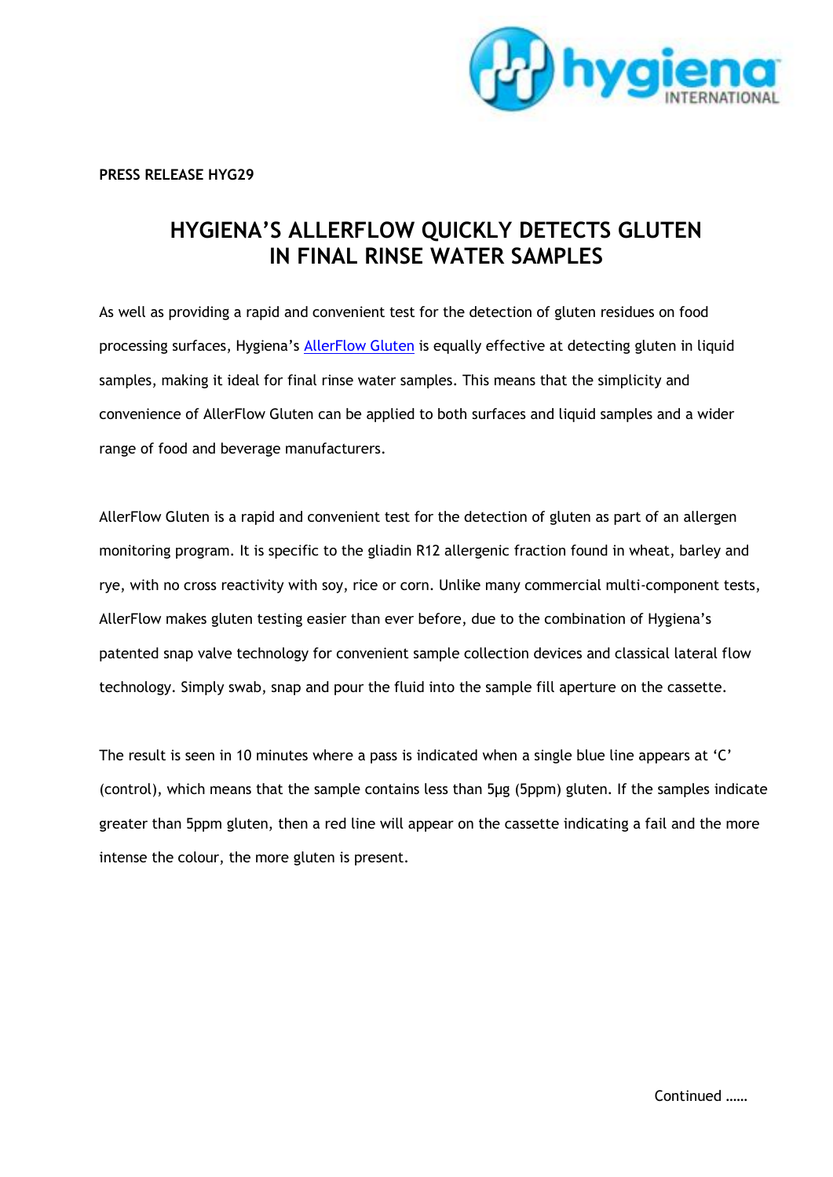**PRESS RELEASE HYG29**

# HYGIENA'S ALLERFLOW QUICKLY DETECTS GLUTEN IN FINAL RINSE WATER SAMPLES

As well as providing a rapid and convenient test for the detection of gluten residues on food processing surfaces, Hygiena's AllerFlow Gluten is equally effective at detecting gluten in liquid samples, making it ideal for final rinse water samples. This means that the simplicity and convenience of AllerFlow Gluten can be applied to both surfaces and liquid samples and a wider range of food and beverage manufacturers.

AllerFlow Gluten is a rapid and convenient test for the detection of gluten as part of an allergen monitoring program. It is specific to the gliadin R12 allergenic fraction found in wheat, barley and rye, with no cross reactivity with soy, rice or corn. Unlike many commercial multi-component tests, AllerFlow makes gluten testing easier than ever before, due to the combination of Hygiena's patented snap valve technology for convenient sample collection devices and classical lateral flow technology. Simply swab, snap and pour the fluid into the sample fill aperture on the cassette.

The result is seen in 10 minutes where a pass is indicated when a single blue line appears at 'C' (control), which means that the sample contains less than 5µg (5ppm) gluten. If the samples indicate greater than 5ppm gluten, then a red line will appear on the cassette indicating a fail and the more intense the colour, the more gluten is present.

Continued ……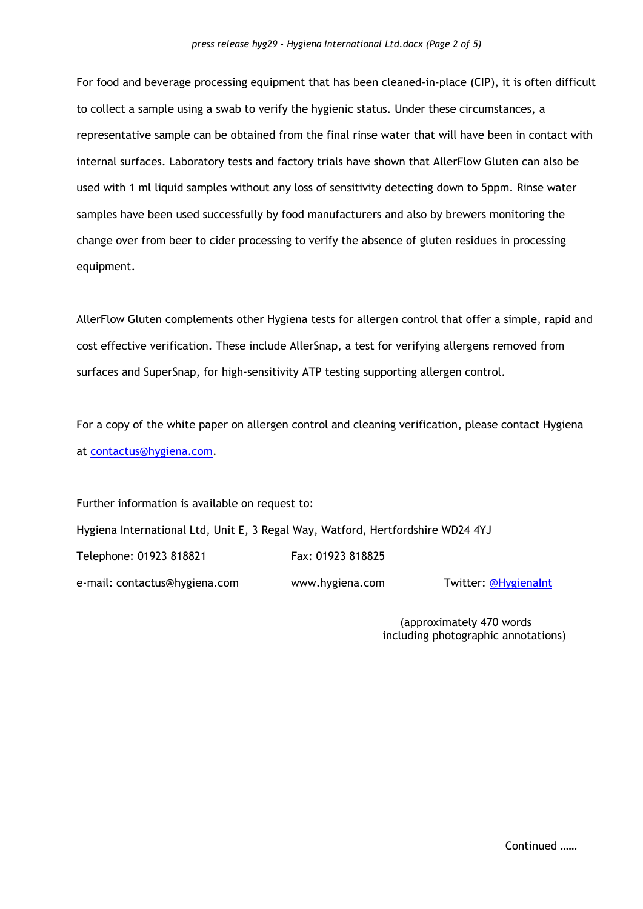For food and beverage processing equipment that has been cleaned-in-place (CIP), it is often difficult to collect a sample using a swab to verify the hygienic status. Under these circumstances, a representative sample can be obtained from the final rinse water that will have been in contact with internal surfaces. Laboratory tests and factory trials have shown that AllerFlow Gluten can also be used with 1 ml liquid samples without any loss of sensitivity detecting down to 5ppm. Rinse water samples have been used successfully by food manufacturers and also by brewers monitoring the change over from beer to cider processing to verify the absence of gluten residues in processing equipment.

AllerFlow Gluten complements other Hygiena tests for allergen control that offer a simple, rapid and cost effective verification. These include AllerSnap, a test for verifying allergens removed from surfaces and SuperSnap, for high-sensitivity ATP testing supporting allergen control.

For a copy of the white paper on allergen control and cleaning verification, please contact Hygiena at [contactus@hygiena.com](mailto:contactus@hygiena.com).

Further information is available on request to:

Hygiena International Ltd, Unit E, 3 Regal Way, Watford, Hertfordshire WD24 4YJ

Telephone: 01923 818821 Fax: 01923 818825

e-mail: contactus@hygiena.com www.hygiena.com Twitter: @HygienaInt

(approximately 470 words including photographic annotations)

Continued ……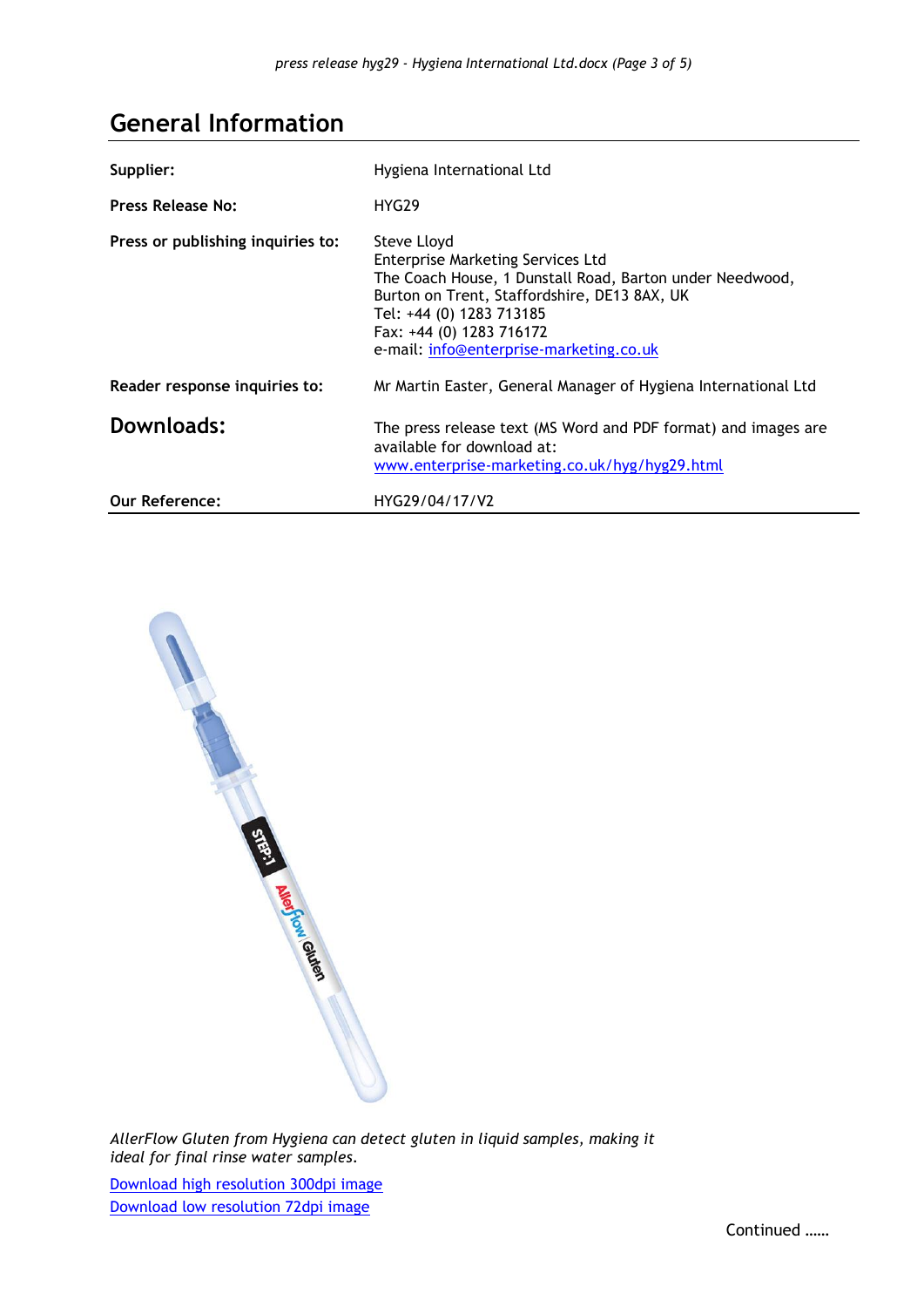## General Information

| | |
|---|---|
| **Supplier:** | Hygiena International Ltd |
| **Press Release No:** | HYG29 |
| **Press or publishing inquiries to:** | Steve Lloyd<br>Enterprise Marketing Services Ltd<br>The Coach House, 1 Dunstall Road, Barton under Needwood, Burton on Trent, Staffordshire, DE13 8AX, UK<br>Tel: +44 (0) 1283 713185<br>Fax: +44 (0) 1283 716172<br>e-mail: info@enterprise-marketing.co.uk |
| **Reader response inquiries to:** | Mr Martin Easter, General Manager of Hygiena International Ltd |
| **Downloads:** | The press release text (MS Word and PDF format) and images are available for download at:<br>www.enterprise-marketing.co.uk/hyg/hyg29.html |
| **Our Reference:** | HYG29/04/17/V2 |

*AllerFlow Gluten from Hygiena can detect gluten in liquid samples, making it ideal for final rinse water samples.*

Download high resolution 300dpi image

Download low resolution 72dpi image

Continued ……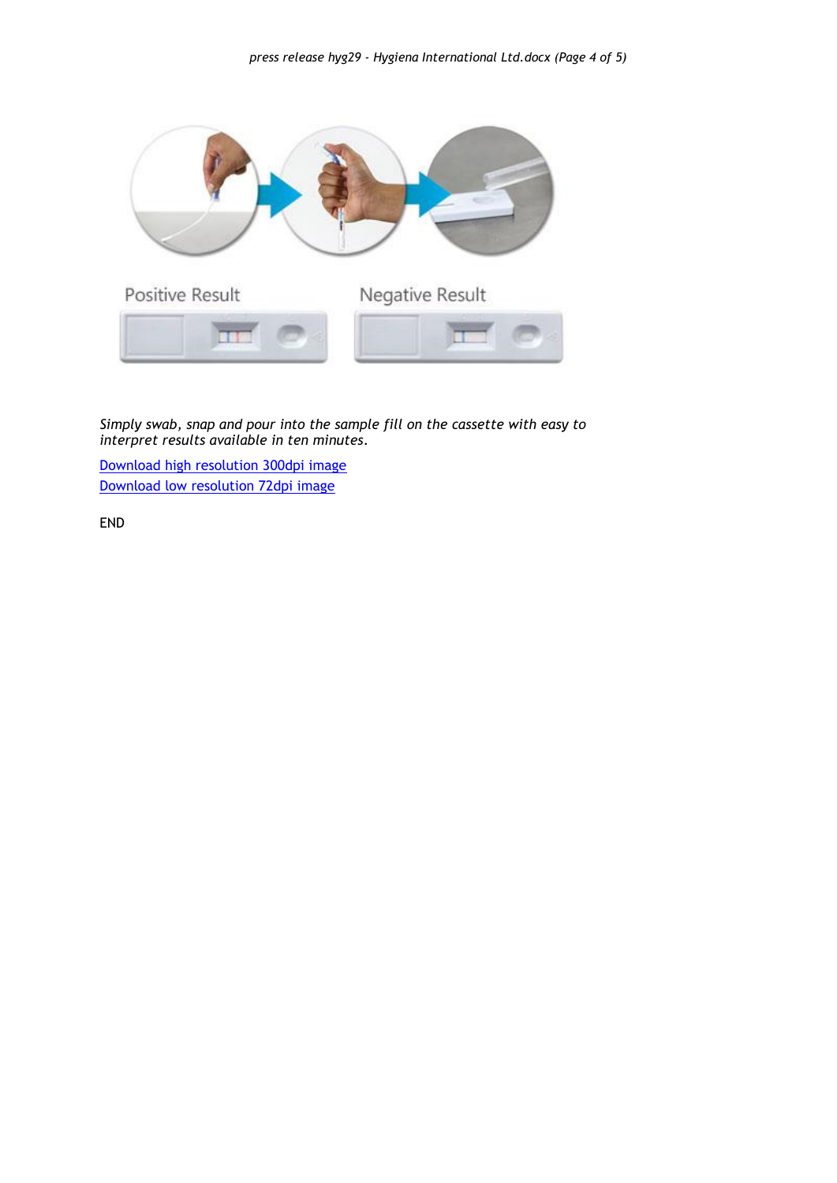*Simply swab, snap and pour into the sample fill on the cassette with easy to interpret results available in ten minutes.*

Download high resolution 300dpi image
Download low resolution 72dpi image

END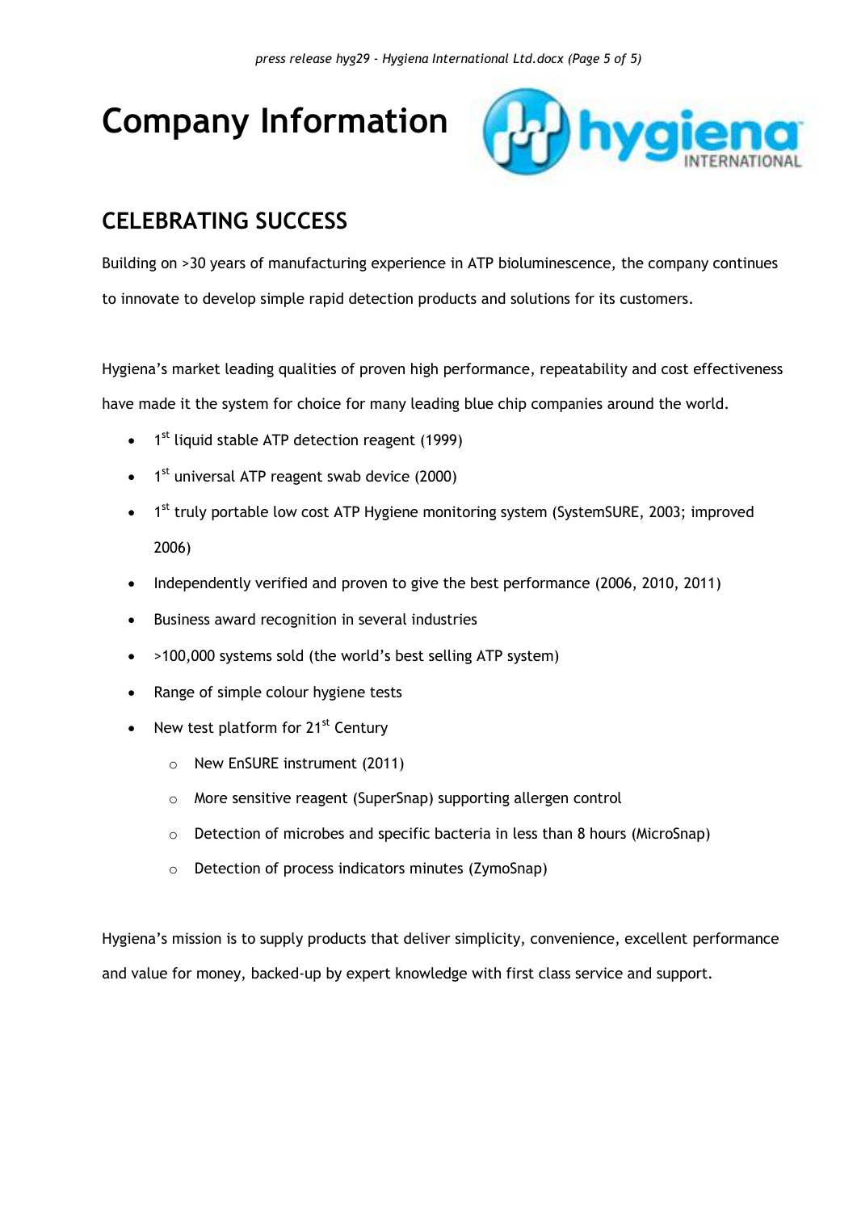# Company Information

## CELEBRATING SUCCESS

Building on >30 years of manufacturing experience in ATP bioluminescence, the company continues to innovate to develop simple rapid detection products and solutions for its customers.

Hygiena's market leading qualities of proven high performance, repeatability and cost effectiveness have made it the system for choice for many leading blue chip companies around the world.

- 1st liquid stable ATP detection reagent (1999)
- 1st universal ATP reagent swab device (2000)
- 1st truly portable low cost ATP Hygiene monitoring system (SystemSURE, 2003; improved 2006)
- Independently verified and proven to give the best performance (2006, 2010, 2011)
- Business award recognition in several industries
- >100,000 systems sold (the world's best selling ATP system)
- Range of simple colour hygiene tests
- New test platform for 21st Century
    - New EnSURE instrument (2011)
    - More sensitive reagent (SuperSnap) supporting allergen control
    - Detection of microbes and specific bacteria in less than 8 hours (MicroSnap)
    - Detection of process indicators minutes (ZymoSnap)

Hygiena's mission is to supply products that deliver simplicity, convenience, excellent performance and value for money, backed-up by expert knowledge with first class service and support.